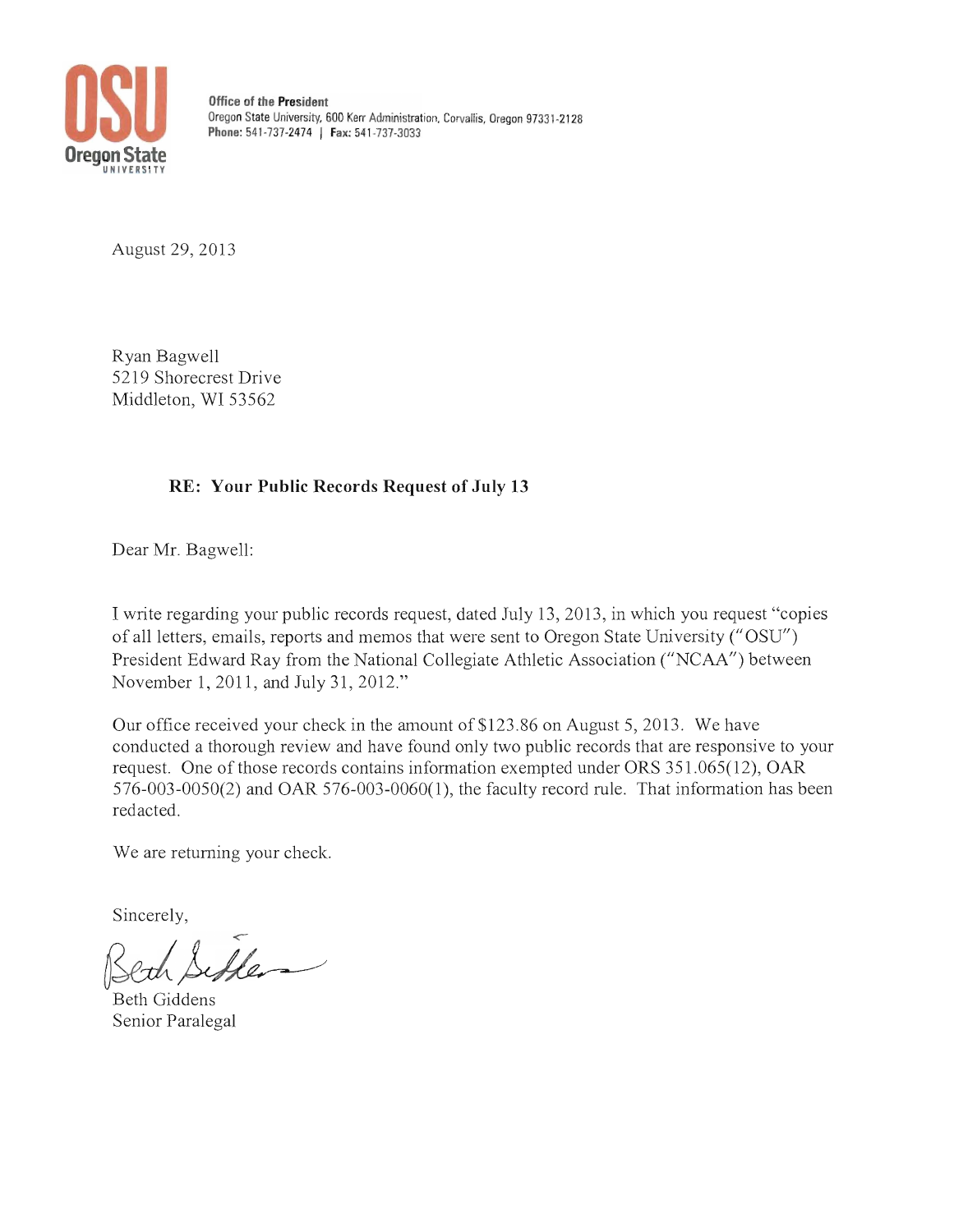**Oregon State UNIVERSITY**

**Office of the President**
Oregon State University, 600 Kerr Administration, Corvallis, Oregon 97331-2128
**Phone:** 541-737-2474 | **Fax:** 541-737-3033

August 29, 2013

Ryan Bagwell
5219 Shorecrest Drive
Middleton, WI 53562

**RE: Your Public Records Request of July 13**

Dear Mr. Bagwell:

I write regarding your public records request, dated July 13, 2013, in which you request "copies of all letters, emails, reports and memos that were sent to Oregon State University ("OSU") President Edward Ray from the National Collegiate Athletic Association ("NCAA") between November 1, 2011, and July 31, 2012."

Our office received your check in the amount of $123.86 on August 5, 2013. We have conducted a thorough review and have found only two public records that are responsive to your request. One of those records contains information exempted under ORS 351.065(12), OAR 576-003-0050(2) and OAR 576-003-0060(1), the faculty record rule. That information has been redacted.

We are returning your check.

Sincerely,

Beth Giddens
Senior Paralegal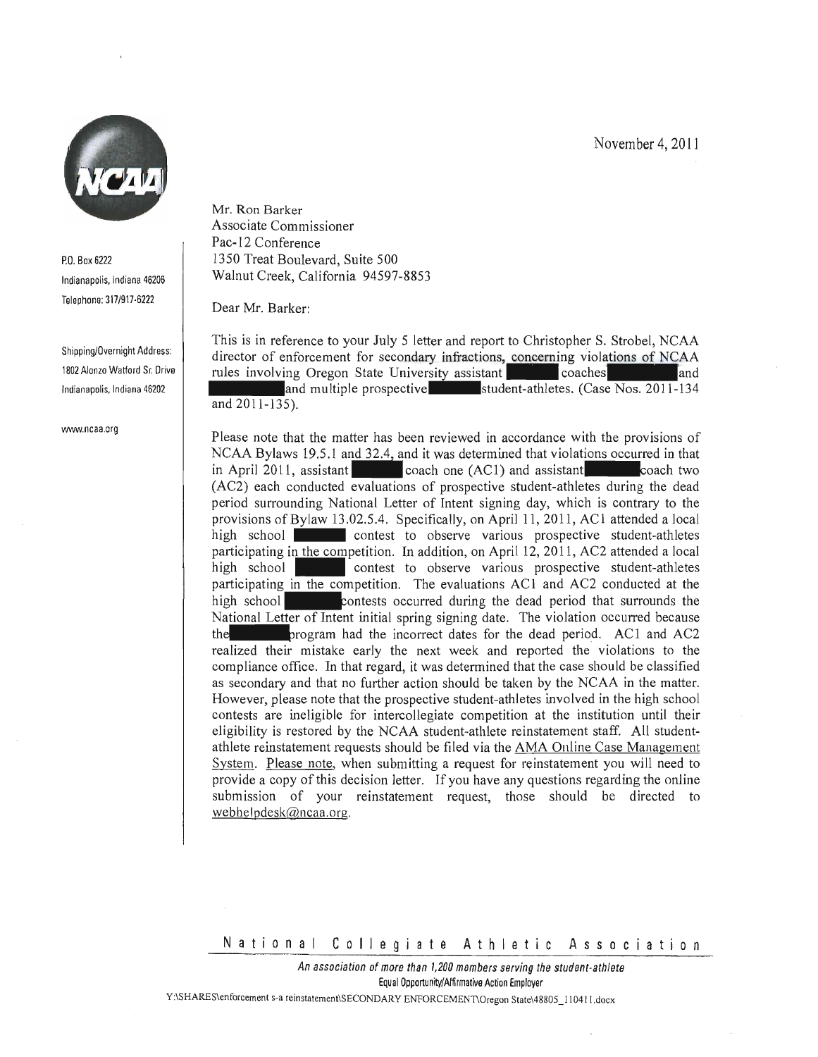November 4, 2011

P.O. Box 6222
Indianapolis, Indiana 46206
Telephone: 317/917-6222

Shipping/Overnight Address:
1802 Alonzo Watford Sr. Drive
Indianapolis, Indiana 46202

www.ncaa.org

Mr. Ron Barker
Associate Commissioner
Pac-12 Conference
1350 Treat Boulevard, Suite 500
Walnut Creek, California 94597-8853

Dear Mr. Barker:

This is in reference to your July 5 letter and report to Christopher S. Strobel, NCAA director of enforcement for secondary infractions, concerning violations of NCAA rules involving Oregon State University assistant [REDACTED] coaches [REDACTED] and [REDACTED] and multiple prospective [REDACTED] student-athletes. (Case Nos. 2011-134 and 2011-135).

Please note that the matter has been reviewed in accordance with the provisions of NCAA Bylaws 19.5.1 and 32.4, and it was determined that violations occurred in that in April 2011, assistant [REDACTED] coach one (AC1) and assistant [REDACTED] coach two (AC2) each conducted evaluations of prospective student-athletes during the dead period surrounding National Letter of Intent signing day, which is contrary to the provisions of Bylaw 13.02.5.4. Specifically, on April 11, 2011, AC1 attended a local high school [REDACTED] contest to observe various prospective student-athletes participating in the competition. In addition, on April 12, 2011, AC2 attended a local high school [REDACTED] contest to observe various prospective student-athletes participating in the competition. The evaluations AC1 and AC2 conducted at the high school [REDACTED] contests occurred during the dead period that surrounds the National Letter of Intent initial spring signing date. The violation occurred because the [REDACTED] program had the incorrect dates for the dead period. AC1 and AC2 realized their mistake early the next week and reported the violations to the compliance office. In that regard, it was determined that the case should be classified as secondary and that no further action should be taken by the NCAA in the matter. However, please note that the prospective student-athletes involved in the high school contests are ineligible for intercollegiate competition at the institution until their eligibility is restored by the NCAA student-athlete reinstatement staff. All student-athlete reinstatement requests should be filed via the AMA Online Case Management System. Please note, when submitting a request for reinstatement you will need to provide a copy of this decision letter. If you have any questions regarding the online submission of your reinstatement request, those should be directed to webhelpdesk@ncaa.org.

National Collegiate Athletic Association

*An association of more than 1,200 members serving the student-athlete*
Equal Opportunity/Affirmative Action Employer

Y:\SHARES\enforcement s-a reinstatement\SECONDARY ENFORCEMENT\Oregon State\48805_110411.docx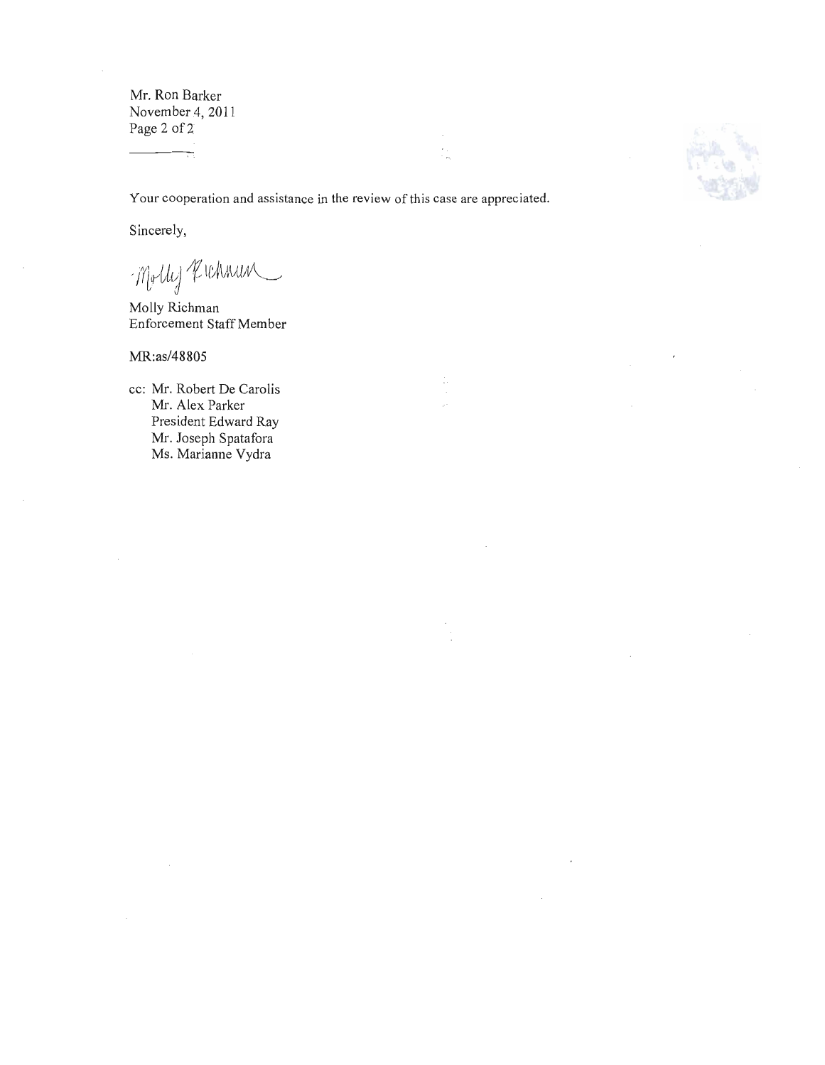Mr. Ron Barker
November 4, 2011

Your cooperation and assistance in the review of this case are appreciated.

Sincerely,

Molly Richman

Molly Richman
Enforcement Staff Member

MR:as/48805

cc: Mr. Robert De Carolis
Mr. Alex Parker
President Edward Ray
Mr. Joseph Spatafora
Ms. Marianne Vydra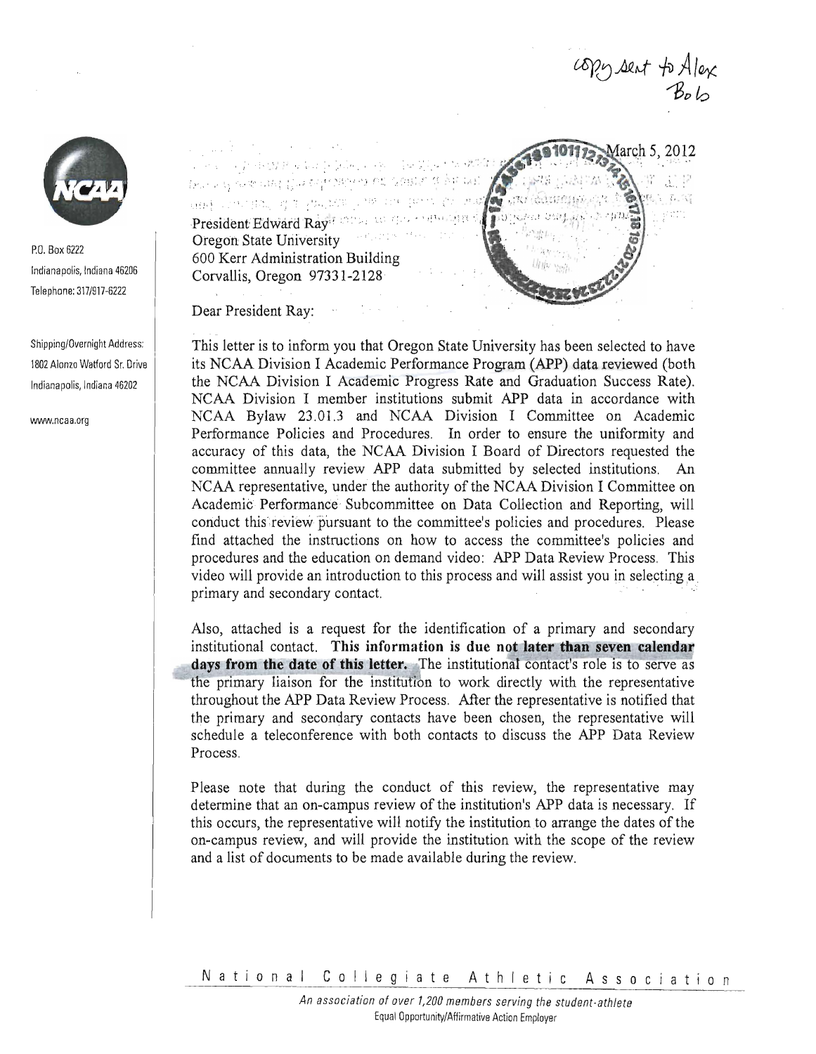copy sent to Alex
Bob

P.O. Box 6222
Indianapolis, Indiana 46206
Telephone: 317/917-6222

Shipping/Overnight Address:
1802 Alonzo Watford Sr. Drive
Indianapolis, Indiana 46202

www.ncaa.org

March 5, 2012

President Edward Ray
Oregon State University
600 Kerr Administration Building
Corvallis, Oregon 97331-2128

Dear President Ray:

This letter is to inform you that Oregon State University has been selected to have its NCAA Division I Academic Performance Program (APP) data reviewed (both the NCAA Division I Academic Progress Rate and Graduation Success Rate). NCAA Division I member institutions submit APP data in accordance with NCAA Bylaw 23.01.3 and NCAA Division I Committee on Academic Performance Policies and Procedures. In order to ensure the uniformity and accuracy of this data, the NCAA Division I Board of Directors requested the committee annually review APP data submitted by selected institutions. An NCAA representative, under the authority of the NCAA Division I Committee on Academic Performance Subcommittee on Data Collection and Reporting, will conduct this review pursuant to the committee's policies and procedures. Please find attached the instructions on how to access the committee's policies and procedures and the education on demand video: APP Data Review Process. This video will provide an introduction to this process and will assist you in selecting a primary and secondary contact.

Also, attached is a request for the identification of a primary and secondary institutional contact. **This information is due not later than seven calendar days from the date of this letter.** The institutional contact's role is to serve as the primary liaison for the institution to work directly with the representative throughout the APP Data Review Process. After the representative is notified that the primary and secondary contacts have been chosen, the representative will schedule a teleconference with both contacts to discuss the APP Data Review Process.

Please note that during the conduct of this review, the representative may determine that an on-campus review of the institution's APP data is necessary. If this occurs, the representative will notify the institution to arrange the dates of the on-campus review, and will provide the institution with the scope of the review and a list of documents to be made available during the review.

National Collegiate Athletic Association

*An association of over 1,200 members serving the student-athlete*
Equal Opportunity/Affirmative Action Employer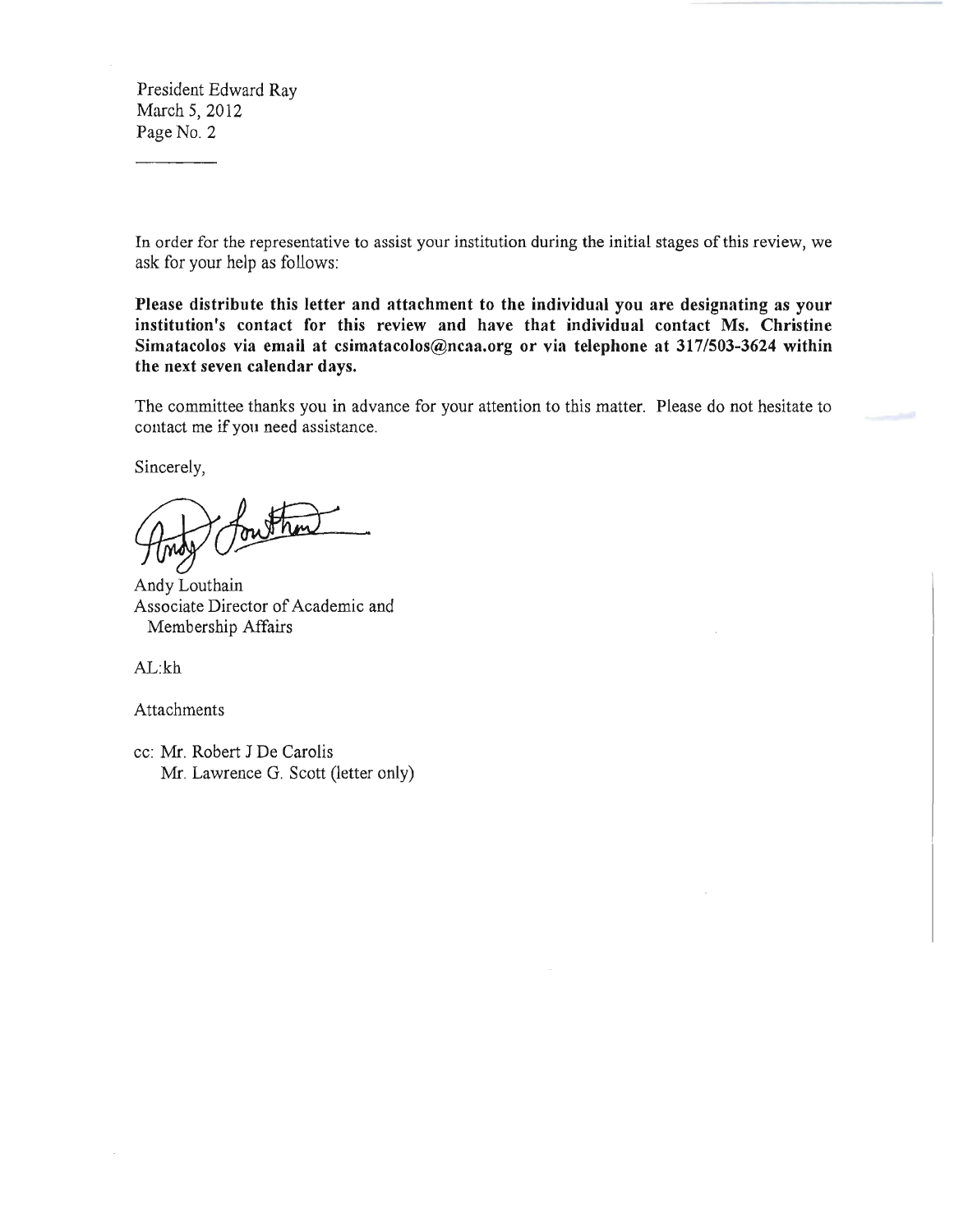President Edward Ray
March 5, 2012
Page No. 2

In order for the representative to assist your institution during the initial stages of this review, we ask for your help as follows:

**Please distribute this letter and attachment to the individual you are designating as your institution's contact for this review and have that individual contact Ms. Christine Simatacolos via email at csimatacolos@ncaa.org or via telephone at 317/503-3624 within the next seven calendar days.**

The committee thanks you in advance for your attention to this matter. Please do not hesitate to contact me if you need assistance.

Sincerely,

Andy Louthain
Associate Director of Academic and Membership Affairs

AL:kh

Attachments

cc: Mr. Robert J De Carolis
Mr. Lawrence G. Scott (letter only)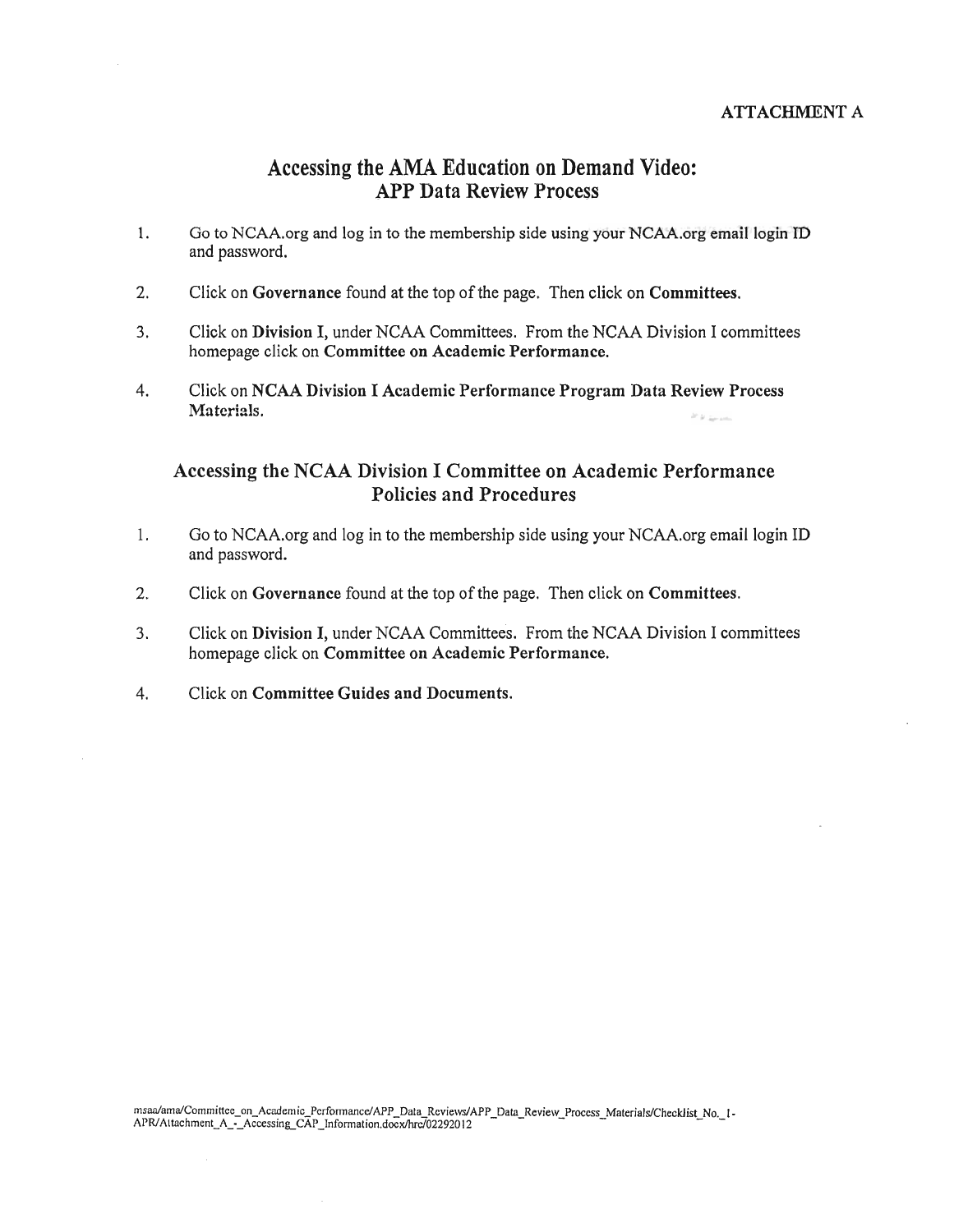ATTACHMENT A

## Accessing the AMA Education on Demand Video: APP Data Review Process

1. Go to NCAA.org and log in to the membership side using your NCAA.org email login ID and password.
2. Click on **Governance** found at the top of the page. Then click on **Committees.**
3. Click on **Division I,** under NCAA Committees. From the NCAA Division I committees homepage click on **Committee on Academic Performance.**
4. Click on **NCAA Division I Academic Performance Program Data Review Process Materials.**

## Accessing the NCAA Division I Committee on Academic Performance Policies and Procedures

1. Go to NCAA.org and log in to the membership side using your NCAA.org email login ID and password.
2. Click on **Governance** found at the top of the page. Then click on **Committees.**
3. Click on **Division I,** under NCAA Committees. From the NCAA Division I committees homepage click on **Committee on Academic Performance.**
4. Click on **Committee Guides and Documents.**

msaa/ama/Committee_on_Academic_Performance/APP_Data_Reviews/APP_Data_Review_Process_Materials/Checklist_No._1-APR/Attachment_A_-_Accessing_CAP_Information.docx/hrc/02292012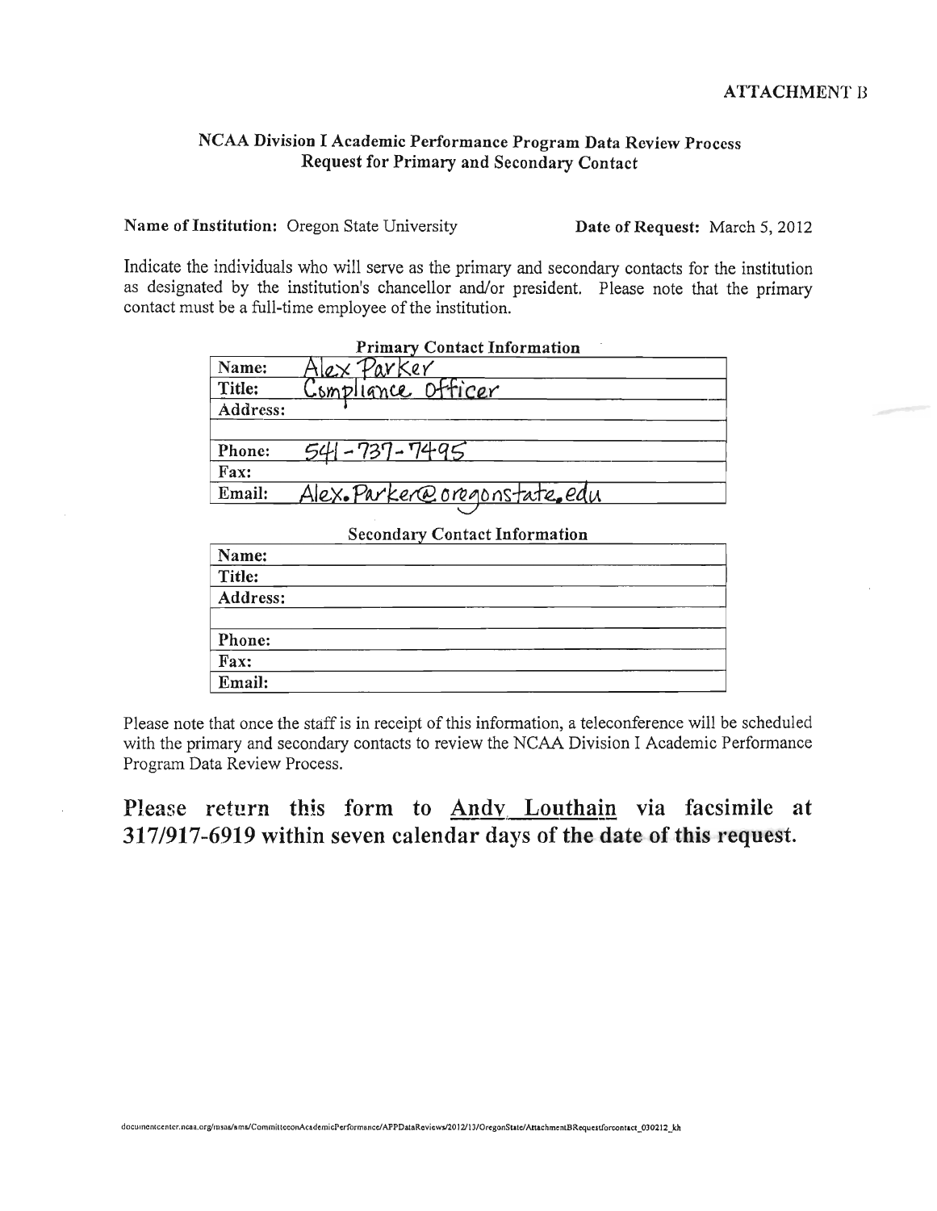**ATTACHMENT B**

**NCAA Division I Academic Performance Program Data Review Process**
**Request for Primary and Secondary Contact**

**Name of Institution:** Oregon State University **Date of Request:** March 5, 2012

Indicate the individuals who will serve as the primary and secondary contacts for the institution as designated by the institution's chancellor and/or president. Please note that the primary contact must be a full-time employee of the institution.

**Primary Contact Information**

| | |
|---|---|
| **Name:** | Alex Parker |
| **Title:** | Compliance Officer |
| **Address:** | |
| | |
| **Phone:** | 541-737-7495 |
| **Fax:** | |
| **Email:** | Alex.Parker@oregonstate.edu |

**Secondary Contact Information**

| | |
|---|---|
| **Name:** | |
| **Title:** | |
| **Address:** | |
| | |
| **Phone:** | |
| **Fax:** | |
| **Email:** | |

Please note that once the staff is in receipt of this information, a teleconference will be scheduled with the primary and secondary contacts to review the NCAA Division I Academic Performance Program Data Review Process.

**Please return this form to Andy Louthain via facsimile at 317/917-6919 within seven calendar days of the date of this request.**

documentcenter.ncaa.org/msas/ams/CommitteeonAcademicPerformance/APPDataReviews/2012/13/OregonState/AttachmentBRequestforcontact_030212_kh